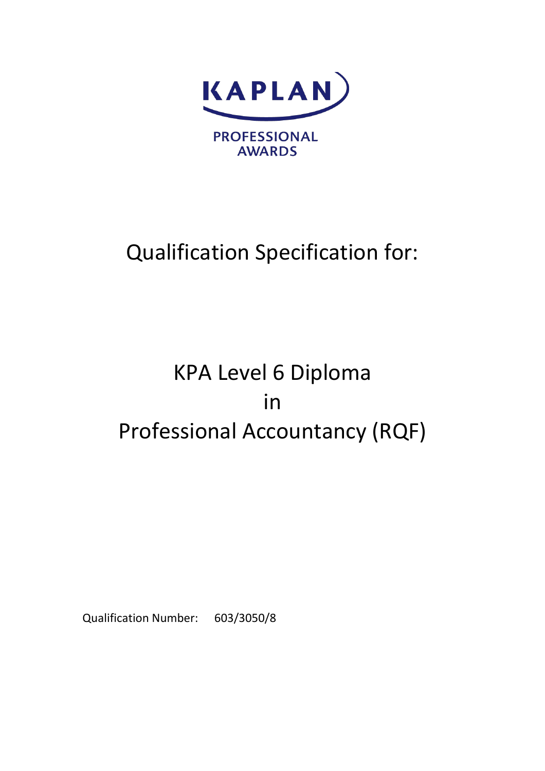KAPLAN

PROFESSIONAL AWARDS

# Qualification Specification for:

# KPA Level 6 Diploma in Professional Accountancy (RQF)

Qualification Number: 603/3050/8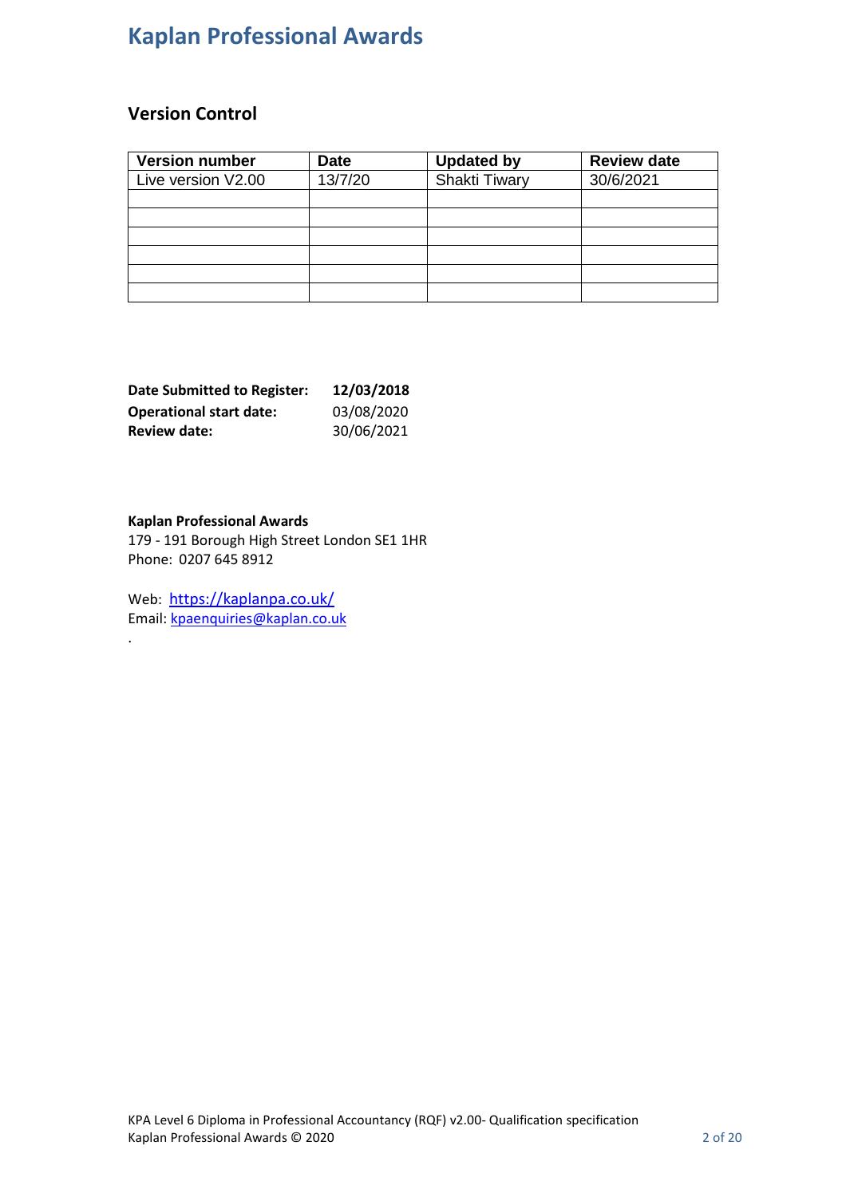# Kaplan Professional Awards

## Version Control

| Version number | Date | Updated by | Review date |
|---|---|---|---|
| Live version V2.00 | 13/7/20 | Shakti Tiwary | 30/6/2021 |
| | | | |
| | | | |
| | | | |
| | | | |
| | | | |
| | | | |

**Date Submitted to Register:** **12/03/2018**
**Operational start date:** 03/08/2020
**Review date:** 30/06/2021

**Kaplan Professional Awards**
179 - 191 Borough High Street London SE1 1HR
Phone: 0207 645 8912

Web: https://kaplanpa.co.uk/
Email: kpaenquiries@kaplan.co.uk
.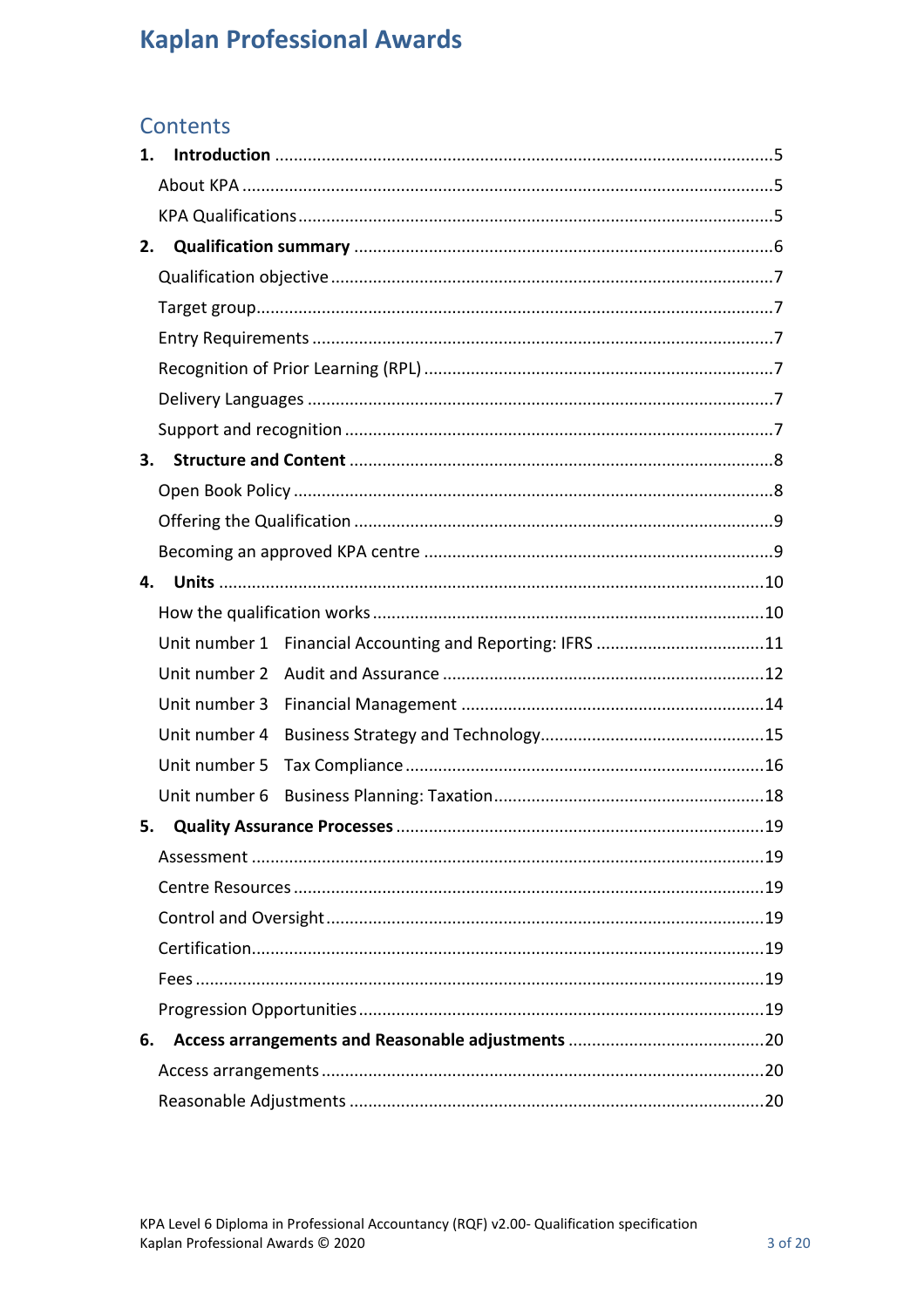# Kaplan Professional Awards

## Contents

**1. Introduction** ..... 5

About KPA ..... 5

KPA Qualifications ..... 5

**2. Qualification summary** ..... 6

Qualification objective ..... 7

Target group ..... 7

Entry Requirements ..... 7

Recognition of Prior Learning (RPL) ..... 7

Delivery Languages ..... 7

Support and recognition ..... 7

**3. Structure and Content** ..... 8

Open Book Policy ..... 8

Offering the Qualification ..... 9

Becoming an approved KPA centre ..... 9

**4. Units** ..... 10

How the qualification works ..... 10

Unit number 1 Financial Accounting and Reporting: IFRS ..... 11

Unit number 2 Audit and Assurance ..... 12

Unit number 3 Financial Management ..... 14

Unit number 4 Business Strategy and Technology ..... 15

Unit number 5 Tax Compliance ..... 16

Unit number 6 Business Planning: Taxation ..... 18

**5. Quality Assurance Processes** ..... 19

Assessment ..... 19

Centre Resources ..... 19

Control and Oversight ..... 19

Certification ..... 19

Fees ..... 19

Progression Opportunities ..... 19

**6. Access arrangements and Reasonable adjustments** ..... 20

Access arrangements ..... 20

Reasonable Adjustments ..... 20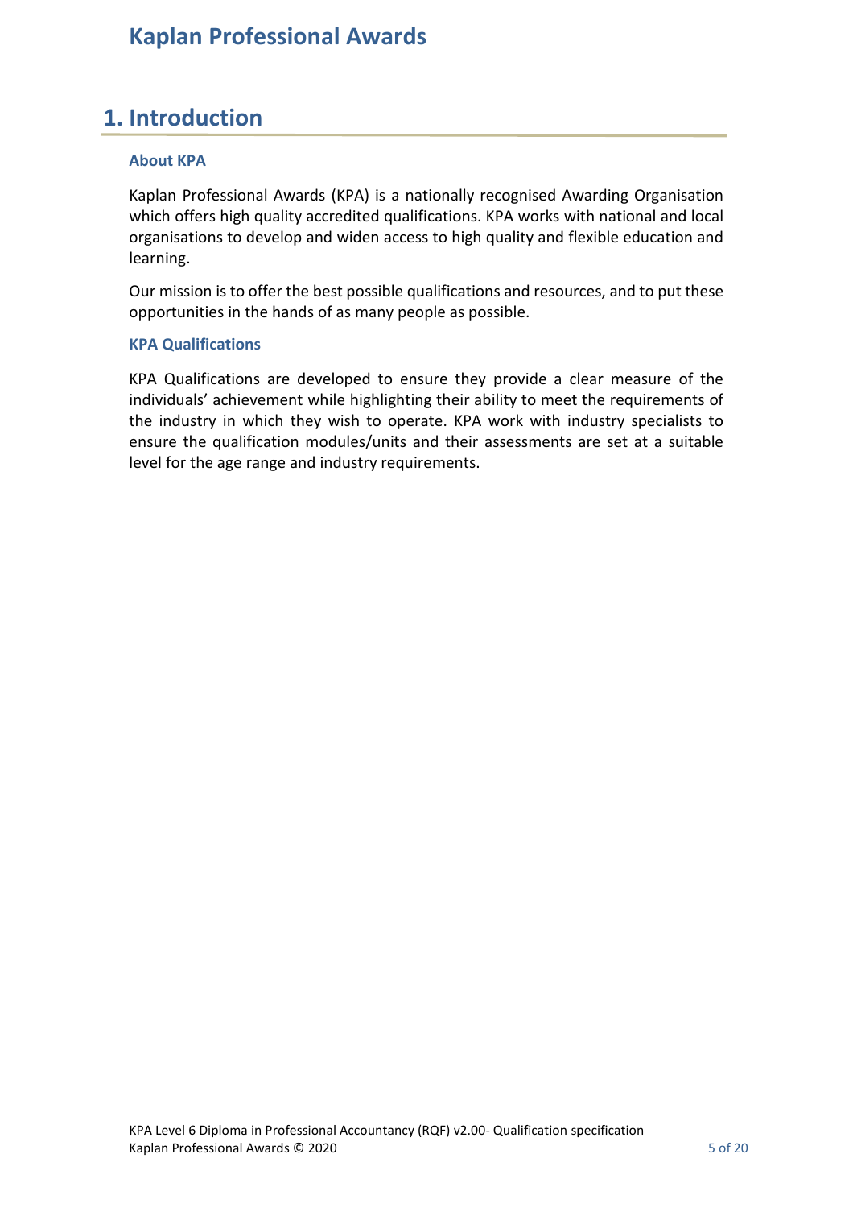# 1. Introduction

### About KPA

Kaplan Professional Awards (KPA) is a nationally recognised Awarding Organisation which offers high quality accredited qualifications. KPA works with national and local organisations to develop and widen access to high quality and flexible education and learning.

Our mission is to offer the best possible qualifications and resources, and to put these opportunities in the hands of as many people as possible.

### KPA Qualifications

KPA Qualifications are developed to ensure they provide a clear measure of the individuals' achievement while highlighting their ability to meet the requirements of the industry in which they wish to operate. KPA work with industry specialists to ensure the qualification modules/units and their assessments are set at a suitable level for the age range and industry requirements.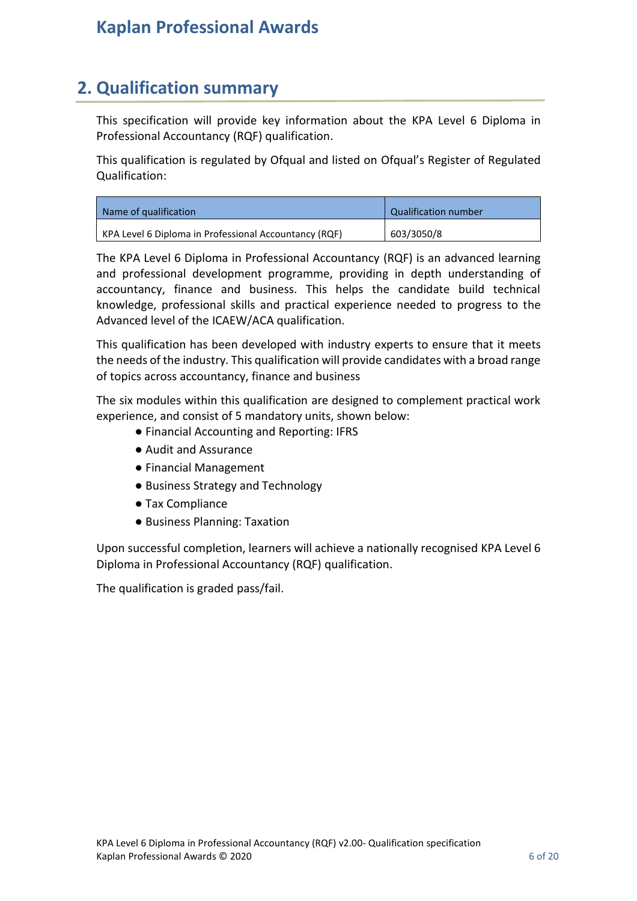## 2. Qualification summary

This specification will provide key information about the KPA Level 6 Diploma in Professional Accountancy (RQF) qualification.

This qualification is regulated by Ofqual and listed on Ofqual's Register of Regulated Qualification:

| Name of qualification | Qualification number |
| --- | --- |
| KPA Level 6 Diploma in Professional Accountancy (RQF) | 603/3050/8 |

The KPA Level 6 Diploma in Professional Accountancy (RQF) is an advanced learning and professional development programme, providing in depth understanding of accountancy, finance and business. This helps the candidate build technical knowledge, professional skills and practical experience needed to progress to the Advanced level of the ICAEW/ACA qualification.

This qualification has been developed with industry experts to ensure that it meets the needs of the industry. This qualification will provide candidates with a broad range of topics across accountancy, finance and business

The six modules within this qualification are designed to complement practical work experience, and consist of 5 mandatory units, shown below:

- Financial Accounting and Reporting: IFRS
- Audit and Assurance
- Financial Management
- Business Strategy and Technology
- Tax Compliance
- Business Planning: Taxation

Upon successful completion, learners will achieve a nationally recognised KPA Level 6 Diploma in Professional Accountancy (RQF) qualification.

The qualification is graded pass/fail.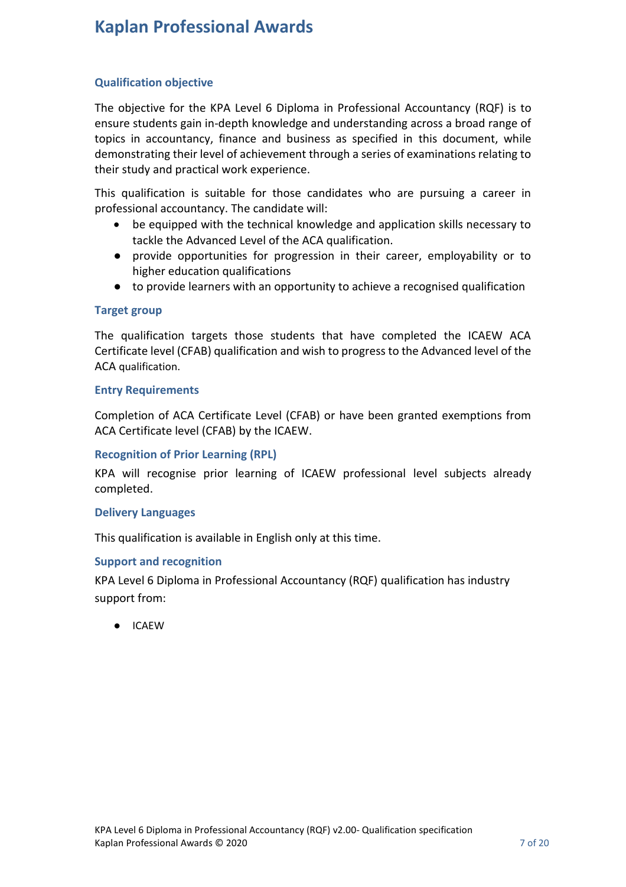## Qualification objective

The objective for the KPA Level 6 Diploma in Professional Accountancy (RQF) is to ensure students gain in-depth knowledge and understanding across a broad range of topics in accountancy, finance and business as specified in this document, while demonstrating their level of achievement through a series of examinations relating to their study and practical work experience.

This qualification is suitable for those candidates who are pursuing a career in professional accountancy. The candidate will:

- be equipped with the technical knowledge and application skills necessary to tackle the Advanced Level of the ACA qualification.
- provide opportunities for progression in their career, employability or to higher education qualifications
- to provide learners with an opportunity to achieve a recognised qualification

## Target group

The qualification targets those students that have completed the ICAEW ACA Certificate level (CFAB) qualification and wish to progress to the Advanced level of the ACA qualification.

## Entry Requirements

Completion of ACA Certificate Level (CFAB) or have been granted exemptions from ACA Certificate level (CFAB) by the ICAEW.

## Recognition of Prior Learning (RPL)

KPA will recognise prior learning of ICAEW professional level subjects already completed.

## Delivery Languages

This qualification is available in English only at this time.

## Support and recognition

KPA Level 6 Diploma in Professional Accountancy (RQF) qualification has industry support from:

- ICAEW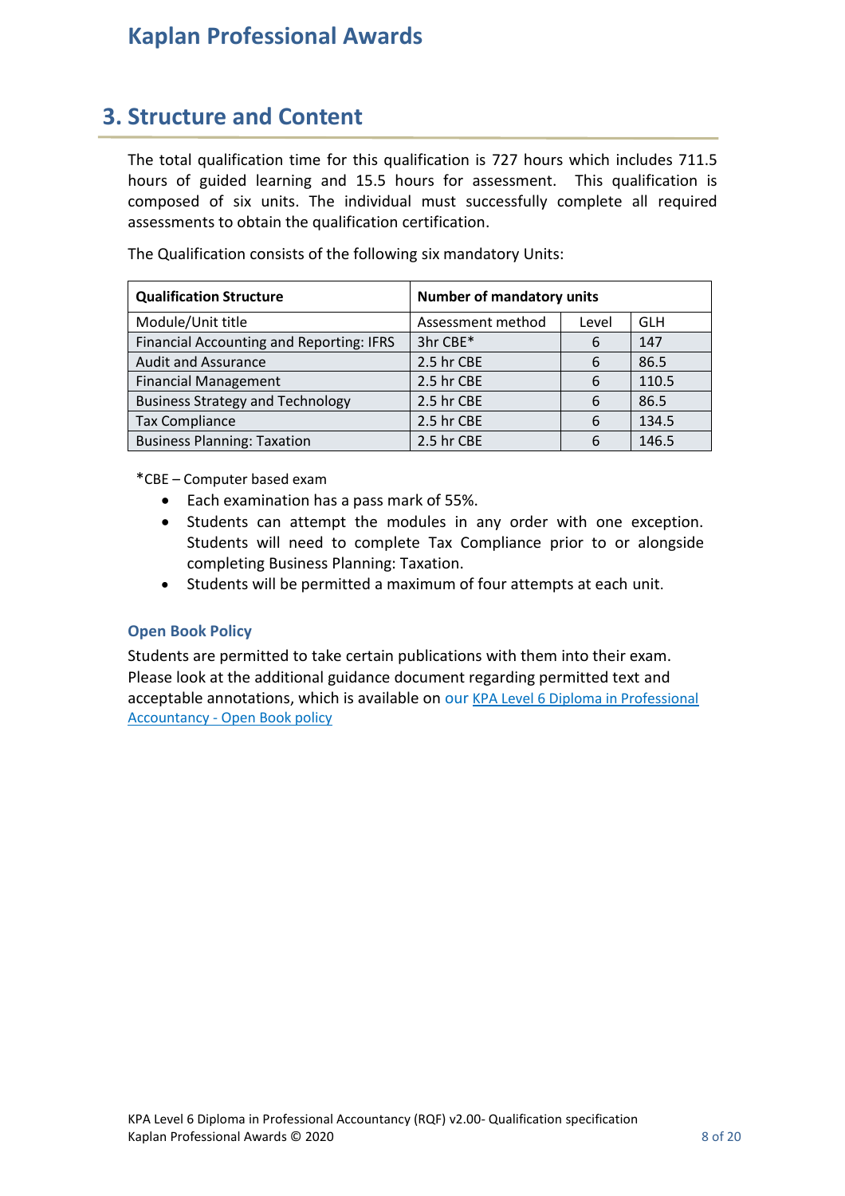# Kaplan Professional Awards

## 3. Structure and Content

The total qualification time for this qualification is 727 hours which includes 711.5 hours of guided learning and 15.5 hours for assessment. This qualification is composed of six units. The individual must successfully complete all required assessments to obtain the qualification certification.

The Qualification consists of the following six mandatory Units:

| **Qualification Structure** | **Number of mandatory units** | | |
|---|---|---|---|
| Module/Unit title | Assessment method | Level | GLH |
| Financial Accounting and Reporting: IFRS | 3hr CBE* | 6 | 147 |
| Audit and Assurance | 2.5 hr CBE | 6 | 86.5 |
| Financial Management | 2.5 hr CBE | 6 | 110.5 |
| Business Strategy and Technology | 2.5 hr CBE | 6 | 86.5 |
| Tax Compliance | 2.5 hr CBE | 6 | 134.5 |
| Business Planning: Taxation | 2.5 hr CBE | 6 | 146.5 |

*CBE – Computer based exam

- Each examination has a pass mark of 55%.
- Students can attempt the modules in any order with one exception. Students will need to complete Tax Compliance prior to or alongside completing Business Planning: Taxation.
- Students will be permitted a maximum of four attempts at each unit.

### Open Book Policy

Students are permitted to take certain publications with them into their exam. Please look at the additional guidance document regarding permitted text and acceptable annotations, which is available on our KPA Level 6 Diploma in Professional Accountancy - Open Book policy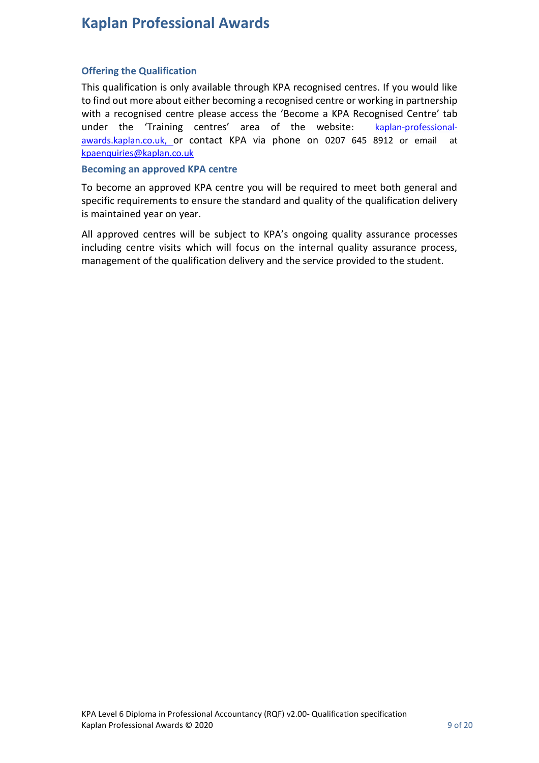# Kaplan Professional Awards

### Offering the Qualification

This qualification is only available through KPA recognised centres. If you would like to find out more about either becoming a recognised centre or working in partnership with a recognised centre please access the 'Become a KPA Recognised Centre' tab under the 'Training centres' area of the website: kaplan-professional-awards.kaplan.co.uk, or contact KPA via phone on 0207 645 8912 or email at kpaenquiries@kaplan.co.uk

### Becoming an approved KPA centre

To become an approved KPA centre you will be required to meet both general and specific requirements to ensure the standard and quality of the qualification delivery is maintained year on year.

All approved centres will be subject to KPA's ongoing quality assurance processes including centre visits which will focus on the internal quality assurance process, management of the qualification delivery and the service provided to the student.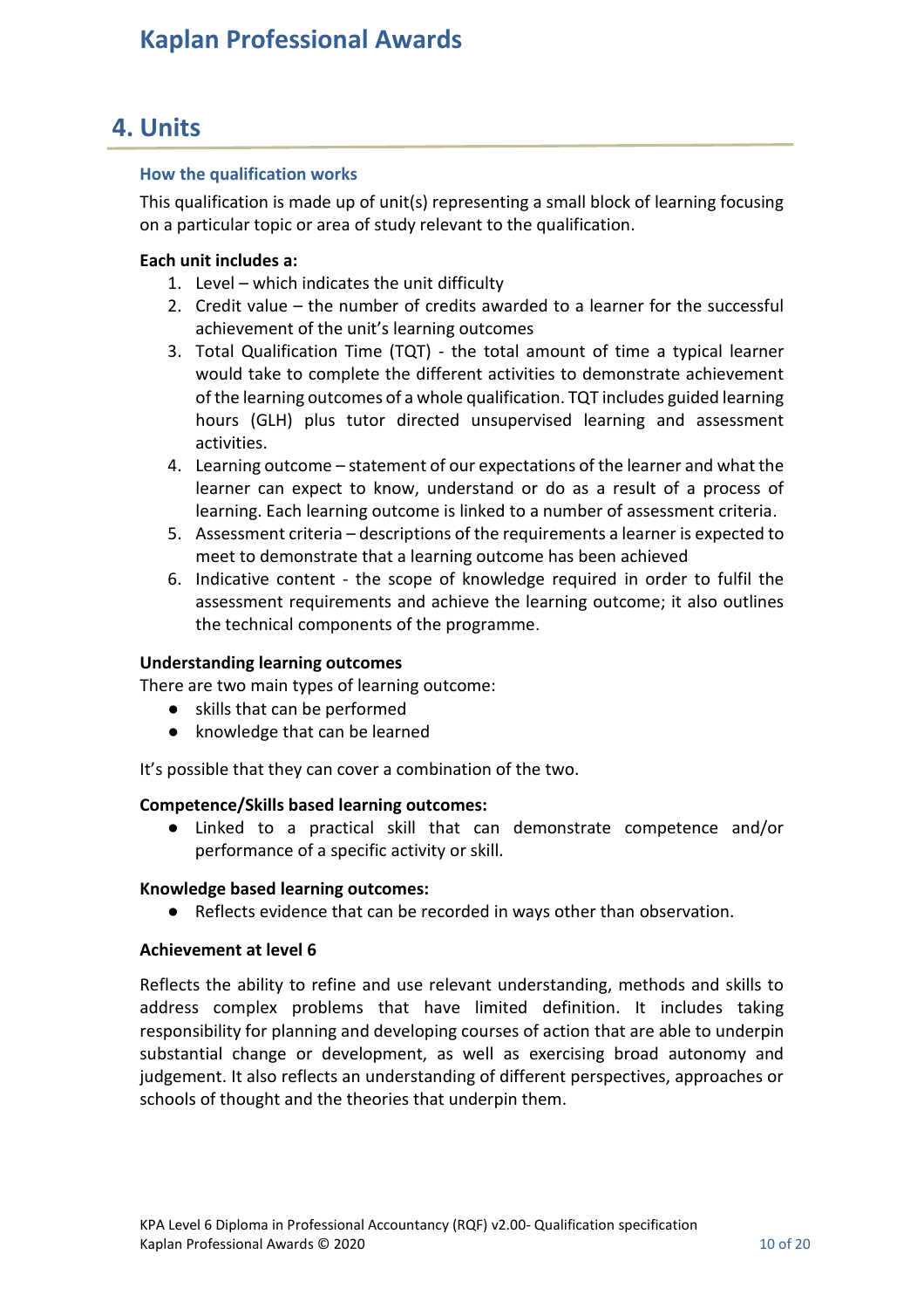## 4. Units

### How the qualification works

This qualification is made up of unit(s) representing a small block of learning focusing on a particular topic or area of study relevant to the qualification.

**Each unit includes a:**

1. Level – which indicates the unit difficulty
2. Credit value – the number of credits awarded to a learner for the successful achievement of the unit's learning outcomes
3. Total Qualification Time (TQT) - the total amount of time a typical learner would take to complete the different activities to demonstrate achievement of the learning outcomes of a whole qualification. TQT includes guided learning hours (GLH) plus tutor directed unsupervised learning and assessment activities.
4. Learning outcome – statement of our expectations of the learner and what the learner can expect to know, understand or do as a result of a process of learning. Each learning outcome is linked to a number of assessment criteria.
5. Assessment criteria – descriptions of the requirements a learner is expected to meet to demonstrate that a learning outcome has been achieved
6. Indicative content - the scope of knowledge required in order to fulfil the assessment requirements and achieve the learning outcome; it also outlines the technical components of the programme.

**Understanding learning outcomes**

There are two main types of learning outcome:

- skills that can be performed
- knowledge that can be learned

It's possible that they can cover a combination of the two.

**Competence/Skills based learning outcomes:**

- Linked to a practical skill that can demonstrate competence and/or performance of a specific activity or skill.

**Knowledge based learning outcomes:**

- Reflects evidence that can be recorded in ways other than observation.

**Achievement at level 6**

Reflects the ability to refine and use relevant understanding, methods and skills to address complex problems that have limited definition. It includes taking responsibility for planning and developing courses of action that are able to underpin substantial change or development, as well as exercising broad autonomy and judgement. It also reflects an understanding of different perspectives, approaches or schools of thought and the theories that underpin them.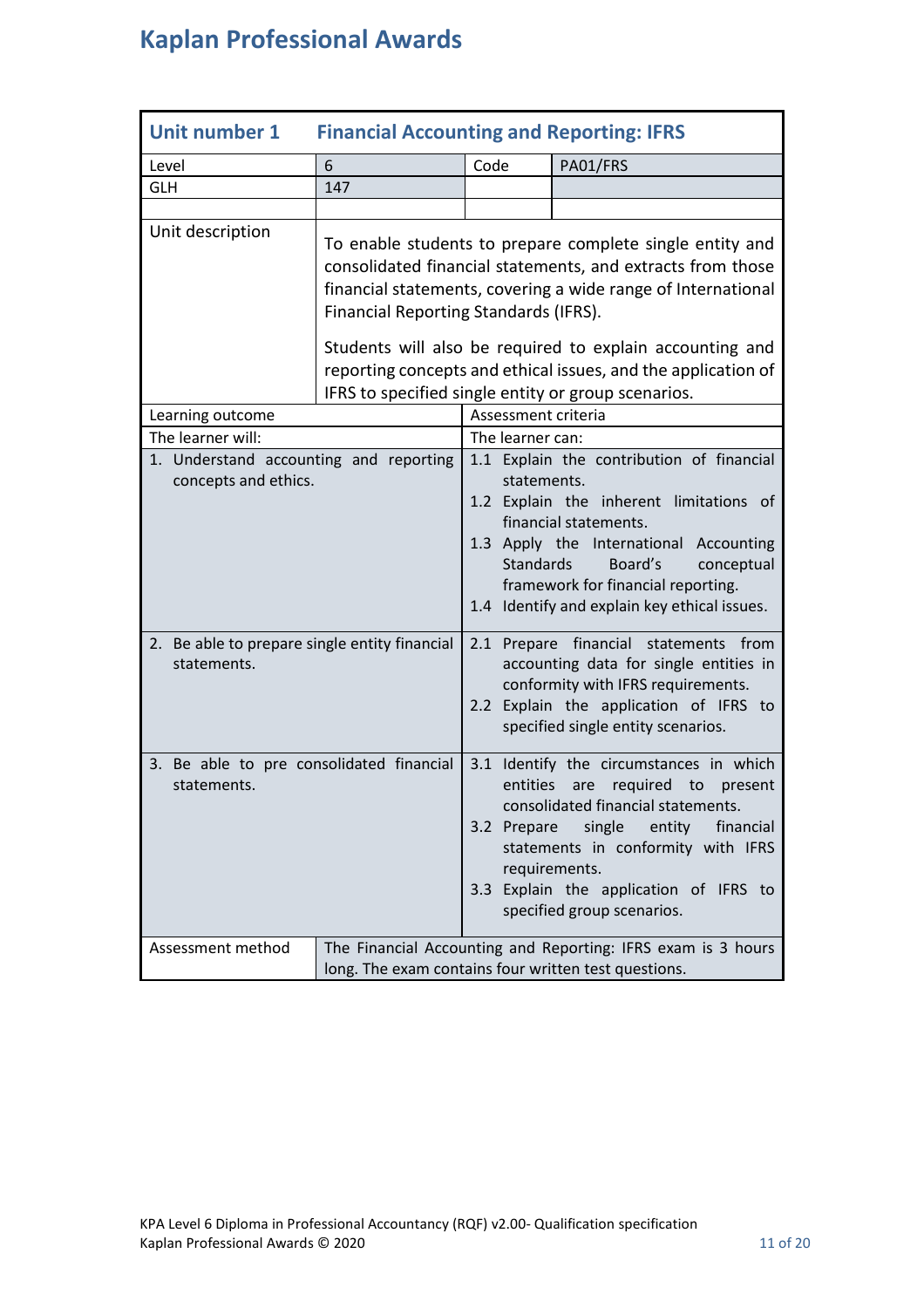# Kaplan Professional Awards

| Unit number 1 | Financial Accounting and Reporting: IFRS | | |
|---|---|---|---|
| Level | 6 | Code | PA01/FRS |
| GLH | 147 | | |
| | | | |
| Unit description | To enable students to prepare complete single entity and consolidated financial statements, and extracts from those financial statements, covering a wide range of International Financial Reporting Standards (IFRS).<br><br>Students will also be required to explain accounting and reporting concepts and ethical issues, and the application of IFRS to specified single entity or group scenarios. | | |

| Learning outcome | Assessment criteria |
|---|---|
| The learner will: | The learner can: |
| 1. Understand accounting and reporting concepts and ethics. | 1.1 Explain the contribution of financial statements.<br>1.2 Explain the inherent limitations of financial statements.<br>1.3 Apply the International Accounting Standards Board's conceptual framework for financial reporting.<br>1.4 Identify and explain key ethical issues. |
| 2. Be able to prepare single entity financial statements. | 2.1 Prepare financial statements from accounting data for single entities in conformity with IFRS requirements.<br>2.2 Explain the application of IFRS to specified single entity scenarios. |
| 3. Be able to pre consolidated financial statements. | 3.1 Identify the circumstances in which entities are required to present consolidated financial statements.<br>3.2 Prepare single entity financial statements in conformity with IFRS requirements.<br>3.3 Explain the application of IFRS to specified group scenarios. |

| Assessment method | The Financial Accounting and Reporting: IFRS exam is 3 hours long. The exam contains four written test questions. |
|---|---|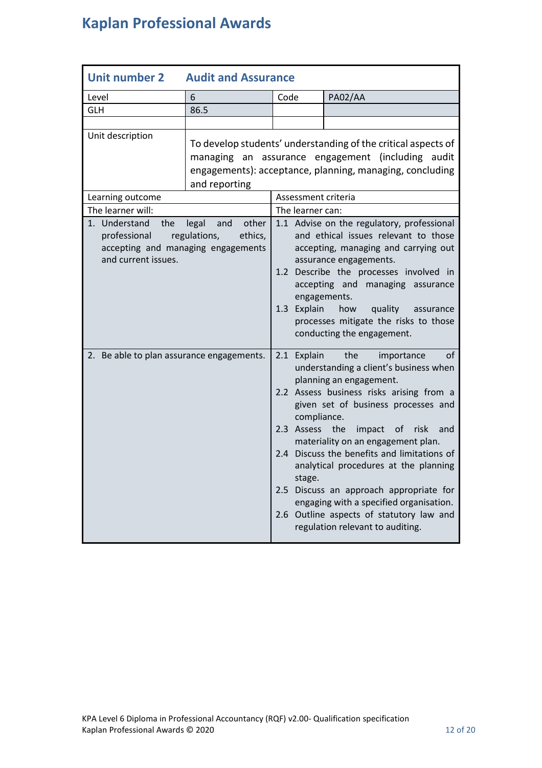# Kaplan Professional Awards

## Unit number 2 Audit and Assurance

| Level | 6 | Code | PA02/AA |
|---|---|---|---|
| GLH | 86.5 | | |
| | | | |

**Unit description:** To develop students' understanding of the critical aspects of managing an assurance engagement (including audit engagements): acceptance, planning, managing, concluding and reporting

| Learning outcome | Assessment criteria |
|---|---|
| The learner will: | The learner can: |
| 1. Understand the legal and other professional regulations, ethics, accepting and managing engagements and current issues. | 1.1 Advise on the regulatory, professional and ethical issues relevant to those accepting, managing and carrying out assurance engagements.<br>1.2 Describe the processes involved in accepting and managing assurance engagements.<br>1.3 Explain how quality assurance processes mitigate the risks to those conducting the engagement. |
| 2. Be able to plan assurance engagements. | 2.1 Explain the importance of understanding a client's business when planning an engagement.<br>2.2 Assess business risks arising from a given set of business processes and compliance.<br>2.3 Assess the impact of risk and materiality on an engagement plan.<br>2.4 Discuss the benefits and limitations of analytical procedures at the planning stage.<br>2.5 Discuss an approach appropriate for engaging with a specified organisation.<br>2.6 Outline aspects of statutory law and regulation relevant to auditing. |

KPA Level 6 Diploma in Professional Accountancy (RQF) v2.00- Qualification specification
Kaplan Professional Awards © 2020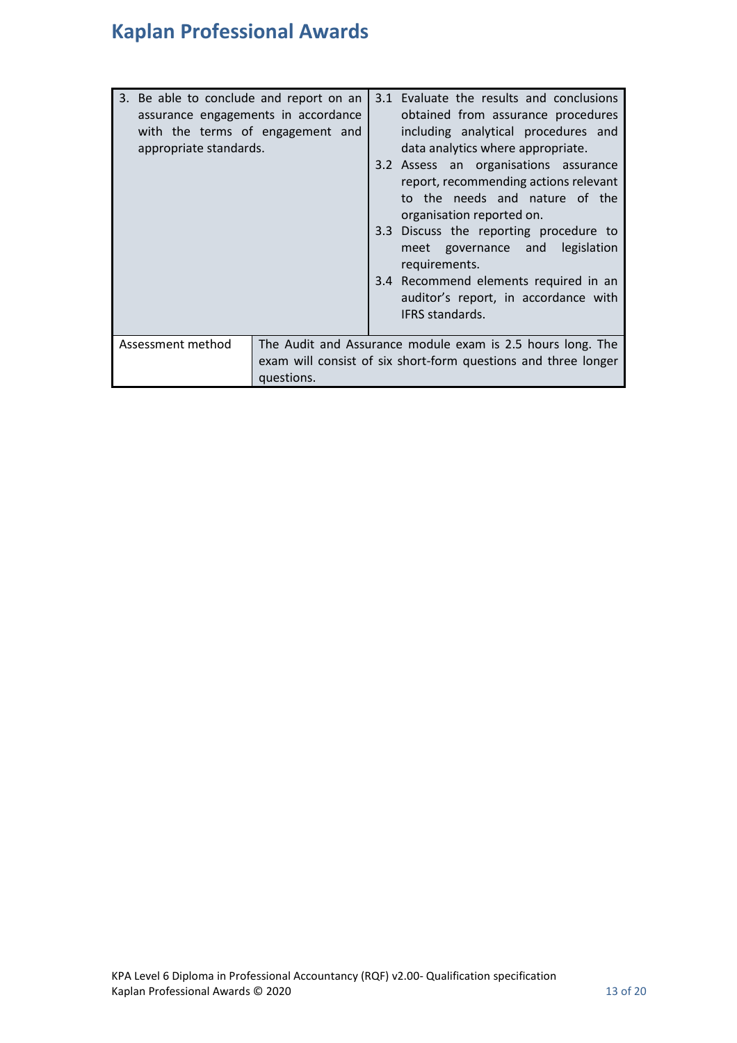| | |
|---|---|
| 3. Be able to conclude and report on an assurance engagements in accordance with the terms of engagement and appropriate standards. | 3.1 Evaluate the results and conclusions obtained from assurance procedures including analytical procedures and data analytics where appropriate.<br>3.2 Assess an organisations assurance report, recommending actions relevant to the needs and nature of the organisation reported on.<br>3.3 Discuss the reporting procedure to meet governance and legislation requirements.<br>3.4 Recommend elements required in an auditor's report, in accordance with IFRS standards. |
| Assessment method | The Audit and Assurance module exam is 2.5 hours long. The exam will consist of six short-form questions and three longer questions. |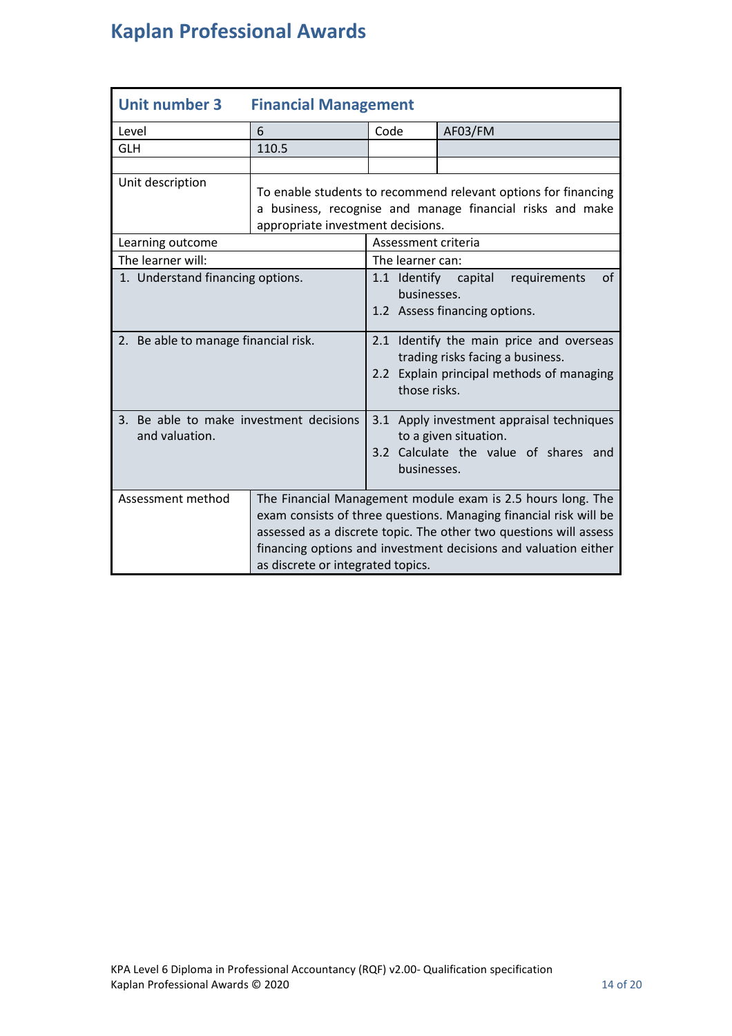| Unit number 3 | Financial Management | | |
|---|---|---|---|
| Level | 6 | Code | AF03/FM |
| GLH | 110.5 | | |
| | | | |
| Unit description | To enable students to recommend relevant options for financing a business, recognise and manage financial risks and make appropriate investment decisions. | | |

| Learning outcome | Assessment criteria |
|---|---|
| The learner will: | The learner can: |
| 1. Understand financing options. | 1.1 Identify capital requirements of businesses.<br>1.2 Assess financing options. |
| 2. Be able to manage financial risk. | 2.1 Identify the main price and overseas trading risks facing a business.<br>2.2 Explain principal methods of managing those risks. |
| 3. Be able to make investment decisions and valuation. | 3.1 Apply investment appraisal techniques to a given situation.<br>3.2 Calculate the value of shares and businesses. |

| Assessment method | The Financial Management module exam is 2.5 hours long. The exam consists of three questions. Managing financial risk will be assessed as a discrete topic. The other two questions will assess financing options and investment decisions and valuation either as discrete or integrated topics. |
|---|---|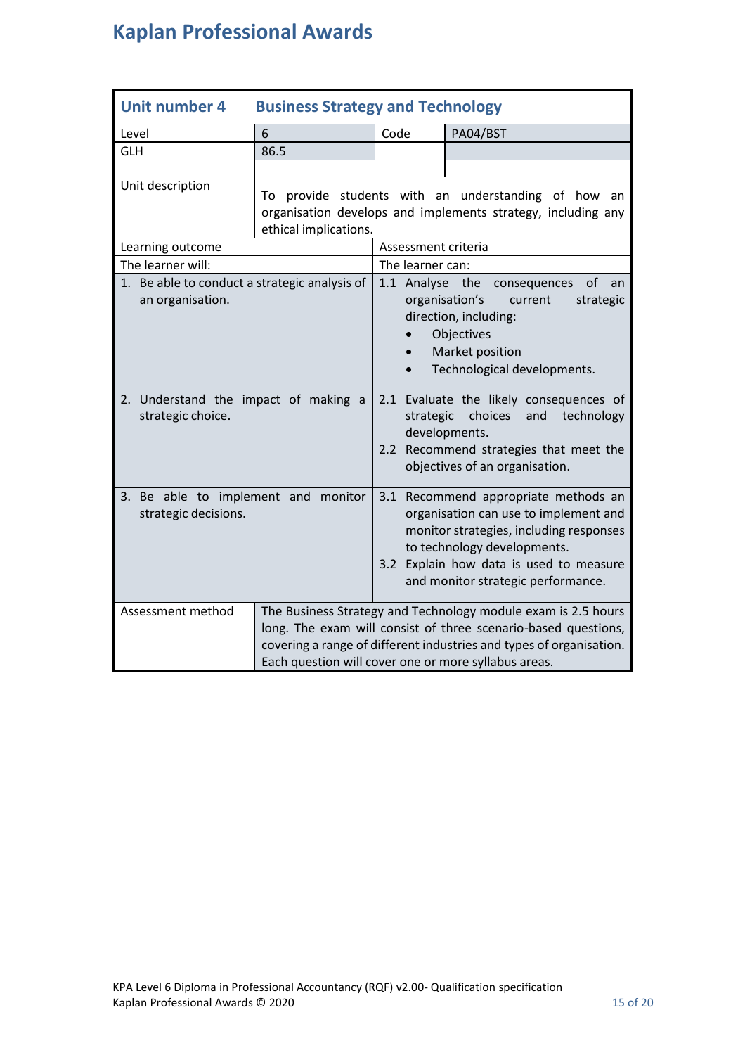# Kaplan Professional Awards

| **Unit number 4** | **Business Strategy and Technology** | | |
|---|---|---|---|
| Level | 6 | Code | PA04/BST |
| GLH | 86.5 | | |
| | | | |
| Unit description | To provide students with an understanding of how an organisation develops and implements strategy, including any ethical implications. | | |
| Learning outcome | | Assessment criteria | |
| The learner will: | | The learner can: | |
| 1. Be able to conduct a strategic analysis of an organisation. | | 1.1 Analyse the consequences of an organisation's current strategic direction, including: <br>• Objectives <br>• Market position <br>• Technological developments. | |
| 2. Understand the impact of making a strategic choice. | | 2.1 Evaluate the likely consequences of strategic choices and technology developments. <br>2.2 Recommend strategies that meet the objectives of an organisation. | |
| 3. Be able to implement and monitor strategic decisions. | | 3.1 Recommend appropriate methods an organisation can use to implement and monitor strategies, including responses to technology developments. <br>3.2 Explain how data is used to measure and monitor strategic performance. | |
| Assessment method | The Business Strategy and Technology module exam is 2.5 hours long. The exam will consist of three scenario-based questions, covering a range of different industries and types of organisation. Each question will cover one or more syllabus areas. | | |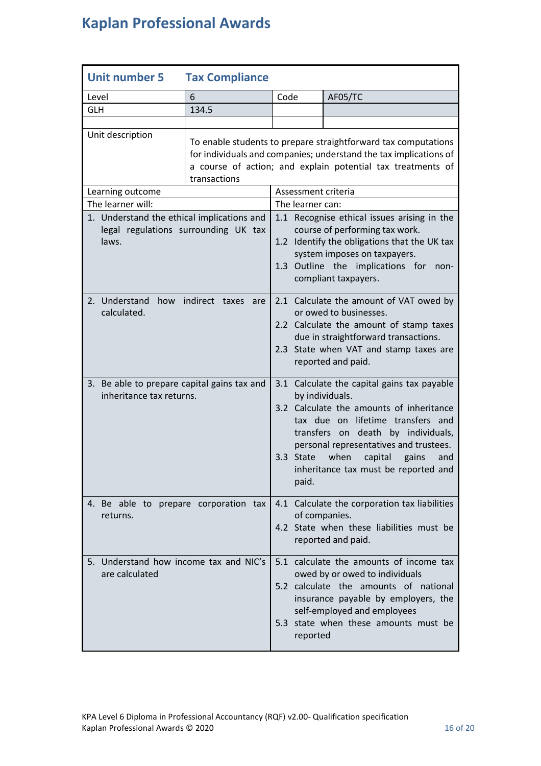# Kaplan Professional Awards

| **Unit number 5** | **Tax Compliance** | | |
|---|---|---|---|
| Level | 6 | Code | AF05/TC |
| GLH | 134.5 | | |
| | | | |
| Unit description | To enable students to prepare straightforward tax computations for individuals and companies; understand the tax implications of a course of action; and explain potential tax treatments of transactions | | |

| Learning outcome | Assessment criteria |
|---|---|
| The learner will: | The learner can: |
| 1. Understand the ethical implications and legal regulations surrounding UK tax laws. | 1.1 Recognise ethical issues arising in the course of performing tax work.<br>1.2 Identify the obligations that the UK tax system imposes on taxpayers.<br>1.3 Outline the implications for non-compliant taxpayers. |
| 2. Understand how indirect taxes are calculated. | 2.1 Calculate the amount of VAT owed by or owed to businesses.<br>2.2 Calculate the amount of stamp taxes due in straightforward transactions.<br>2.3 State when VAT and stamp taxes are reported and paid. |
| 3. Be able to prepare capital gains tax and inheritance tax returns. | 3.1 Calculate the capital gains tax payable by individuals.<br>3.2 Calculate the amounts of inheritance tax due on lifetime transfers and transfers on death by individuals, personal representatives and trustees.<br>3.3 State when capital gains and inheritance tax must be reported and paid. |
| 4. Be able to prepare corporation tax returns. | 4.1 Calculate the corporation tax liabilities of companies.<br>4.2 State when these liabilities must be reported and paid. |
| 5. Understand how income tax and NIC's are calculated | 5.1 calculate the amounts of income tax owed by or owed to individuals<br>5.2 calculate the amounts of national insurance payable by employers, the self-employed and employees<br>5.3 state when these amounts must be reported |

KPA Level 6 Diploma in Professional Accountancy (RQF) v2.00- Qualification specification
Kaplan Professional Awards © 2020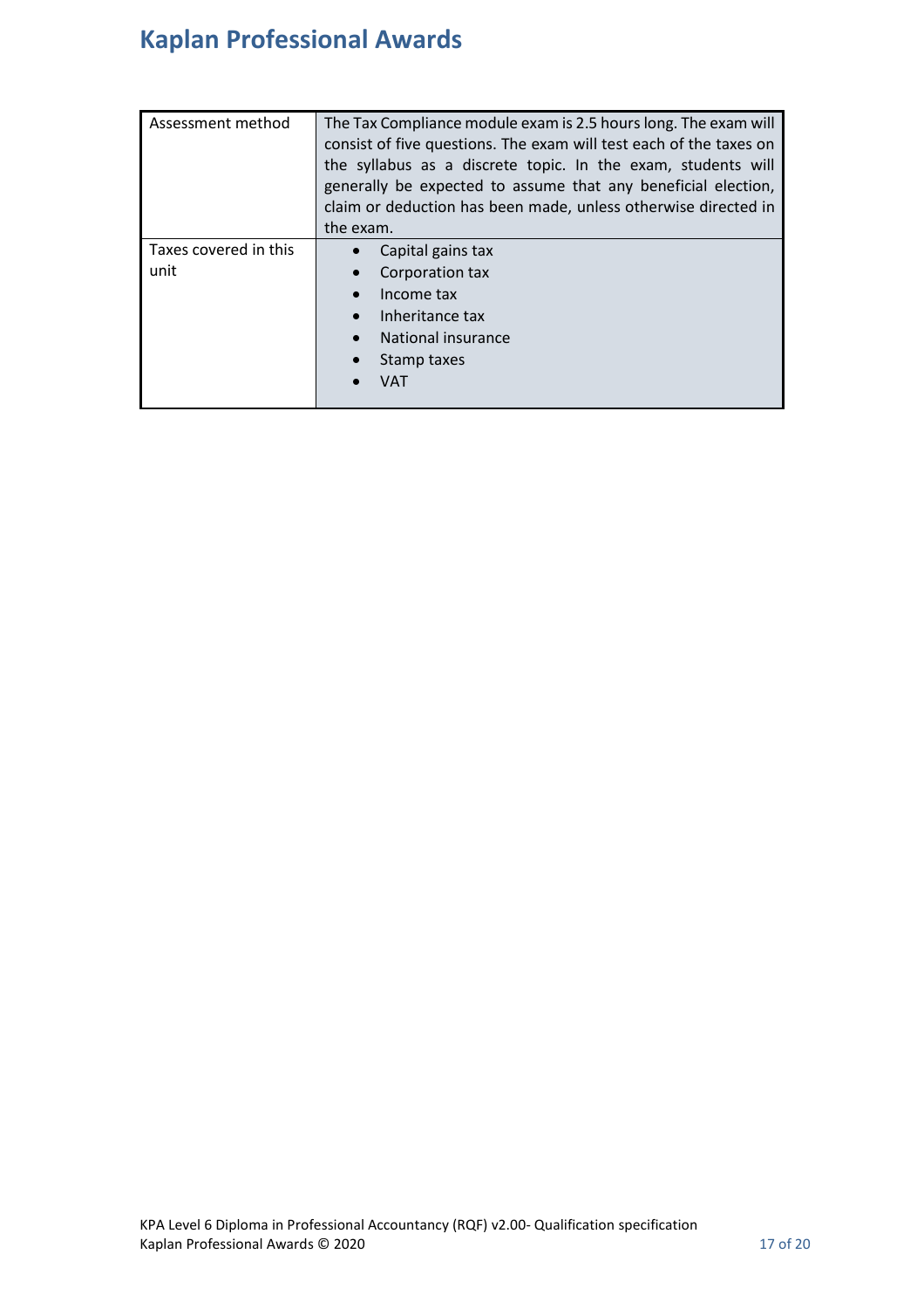| | |
|---|---|
| Assessment method | The Tax Compliance module exam is 2.5 hours long. The exam will consist of five questions. The exam will test each of the taxes on the syllabus as a discrete topic. In the exam, students will generally be expected to assume that any beneficial election, claim or deduction has been made, unless otherwise directed in the exam. |
| Taxes covered in this unit | • Capital gains tax<br>• Corporation tax<br>• Income tax<br>• Inheritance tax<br>• National insurance<br>• Stamp taxes<br>• VAT |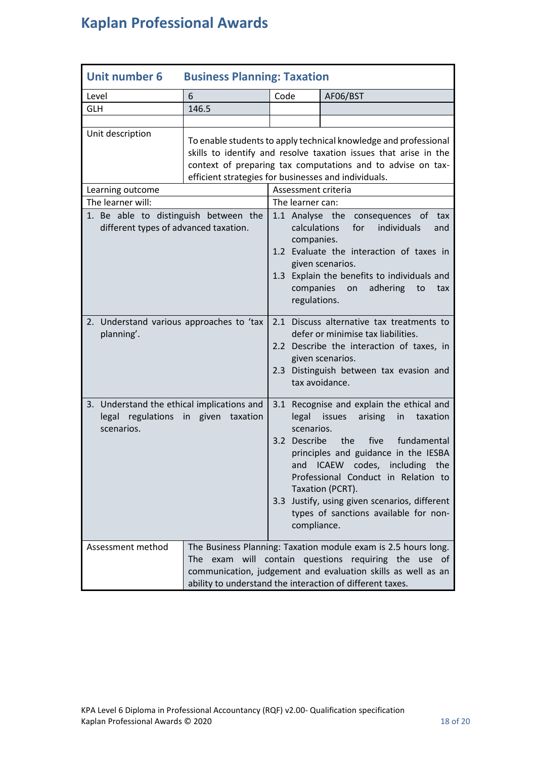# Kaplan Professional Awards

| **Unit number 6** | **Business Planning: Taxation** | | |
|---|---|---|---|
| Level | 6 | Code | AF06/BST |
| GLH | 146.5 | | |
| | | | |
| Unit description | To enable students to apply technical knowledge and professional skills to identify and resolve taxation issues that arise in the context of preparing tax computations and to advise on tax-efficient strategies for businesses and individuals. | | |

| Learning outcome | Assessment criteria |
|---|---|
| The learner will: | The learner can: |
| 1. Be able to distinguish between the different types of advanced taxation. | 1.1 Analyse the consequences of tax calculations for individuals and companies.<br>1.2 Evaluate the interaction of taxes in given scenarios.<br>1.3 Explain the benefits to individuals and companies on adhering to tax regulations. |
| 2. Understand various approaches to 'tax planning'. | 2.1 Discuss alternative tax treatments to defer or minimise tax liabilities.<br>2.2 Describe the interaction of taxes, in given scenarios.<br>2.3 Distinguish between tax evasion and tax avoidance. |
| 3. Understand the ethical implications and legal regulations in given taxation scenarios. | 3.1 Recognise and explain the ethical and legal issues arising in taxation scenarios.<br>3.2 Describe the five fundamental principles and guidance in the IESBA and ICAEW codes, including the Professional Conduct in Relation to Taxation (PCRT).<br>3.3 Justify, using given scenarios, different types of sanctions available for non-compliance. |

| Assessment method | The Business Planning: Taxation module exam is 2.5 hours long. The exam will contain questions requiring the use of communication, judgement and evaluation skills as well as an ability to understand the interaction of different taxes. |
|---|---|

KPA Level 6 Diploma in Professional Accountancy (RQF) v2.00- Qualification specification
Kaplan Professional Awards © 2020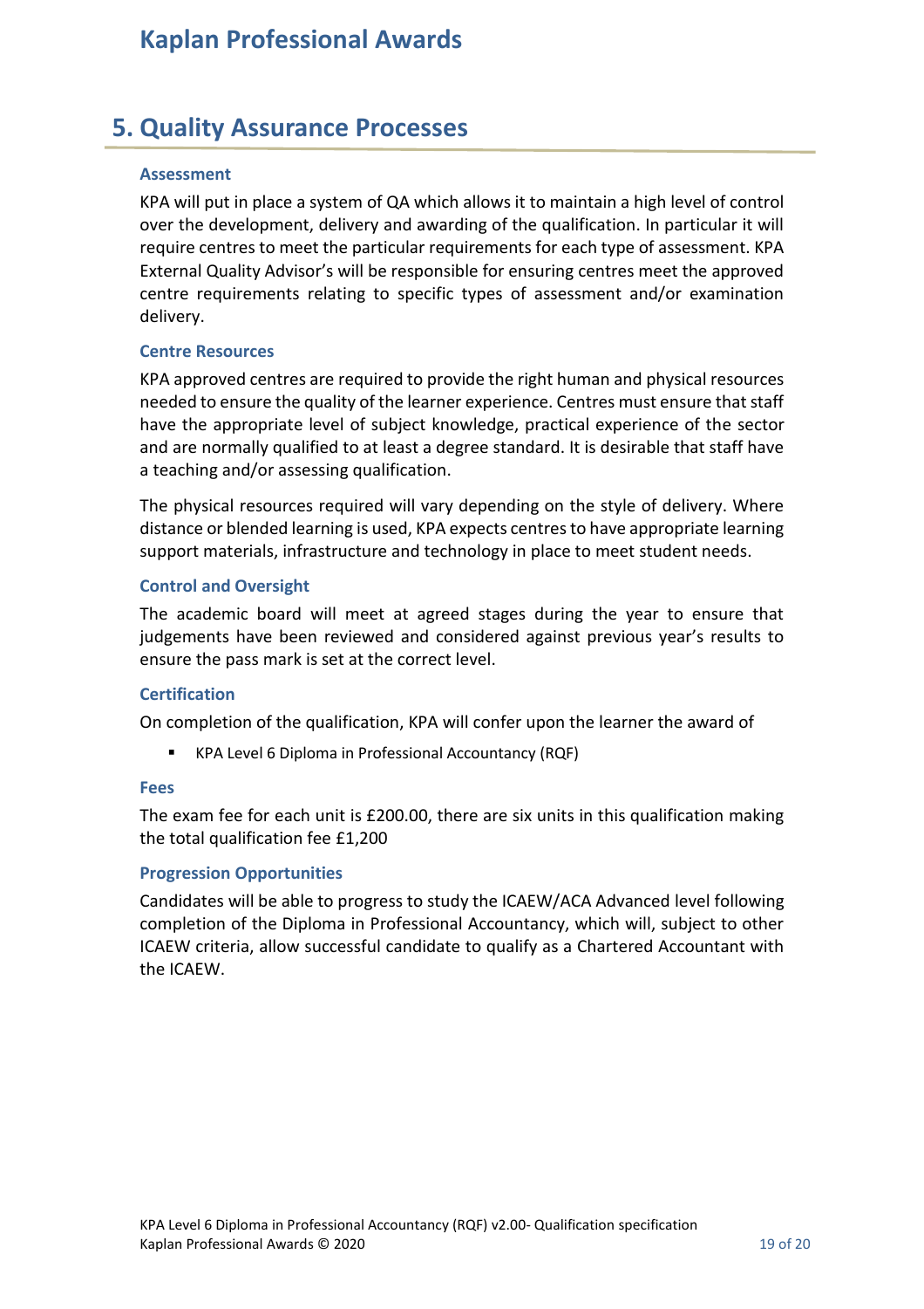# 5. Quality Assurance Processes

### Assessment

KPA will put in place a system of QA which allows it to maintain a high level of control over the development, delivery and awarding of the qualification. In particular it will require centres to meet the particular requirements for each type of assessment. KPA External Quality Advisor's will be responsible for ensuring centres meet the approved centre requirements relating to specific types of assessment and/or examination delivery.

### Centre Resources

KPA approved centres are required to provide the right human and physical resources needed to ensure the quality of the learner experience. Centres must ensure that staff have the appropriate level of subject knowledge, practical experience of the sector and are normally qualified to at least a degree standard. It is desirable that staff have a teaching and/or assessing qualification.

The physical resources required will vary depending on the style of delivery. Where distance or blended learning is used, KPA expects centres to have appropriate learning support materials, infrastructure and technology in place to meet student needs.

### Control and Oversight

The academic board will meet at agreed stages during the year to ensure that judgements have been reviewed and considered against previous year's results to ensure the pass mark is set at the correct level.

### Certification

On completion of the qualification, KPA will confer upon the learner the award of

- KPA Level 6 Diploma in Professional Accountancy (RQF)

### Fees

The exam fee for each unit is £200.00, there are six units in this qualification making the total qualification fee £1,200

### Progression Opportunities

Candidates will be able to progress to study the ICAEW/ACA Advanced level following completion of the Diploma in Professional Accountancy, which will, subject to other ICAEW criteria, allow successful candidate to qualify as a Chartered Accountant with the ICAEW.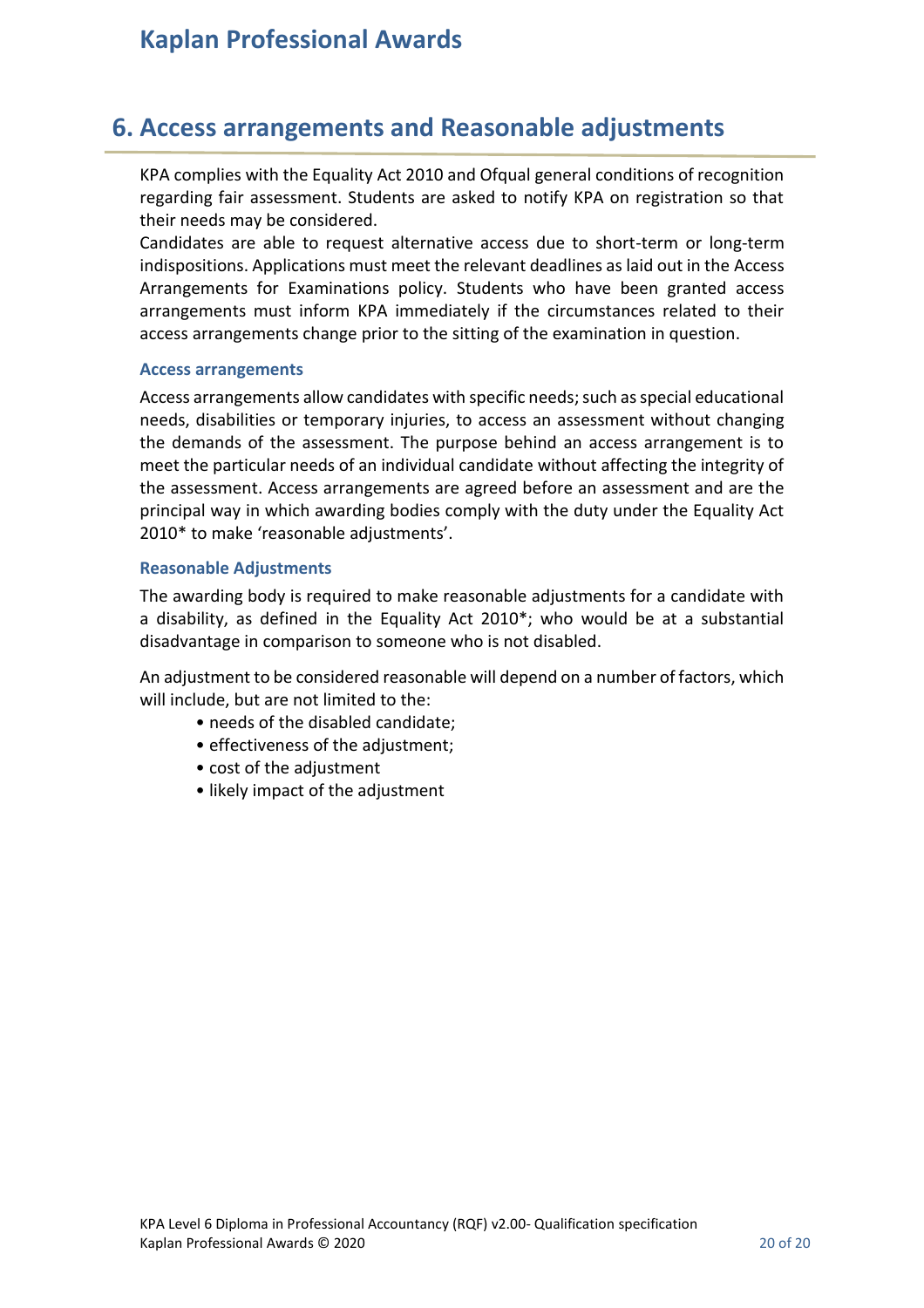## 6. Access arrangements and Reasonable adjustments

KPA complies with the Equality Act 2010 and Ofqual general conditions of recognition regarding fair assessment. Students are asked to notify KPA on registration so that their needs may be considered.

Candidates are able to request alternative access due to short-term or long-term indispositions. Applications must meet the relevant deadlines as laid out in the Access Arrangements for Examinations policy. Students who have been granted access arrangements must inform KPA immediately if the circumstances related to their access arrangements change prior to the sitting of the examination in question.

### Access arrangements

Access arrangements allow candidates with specific needs; such as special educational needs, disabilities or temporary injuries, to access an assessment without changing the demands of the assessment. The purpose behind an access arrangement is to meet the particular needs of an individual candidate without affecting the integrity of the assessment. Access arrangements are agreed before an assessment and are the principal way in which awarding bodies comply with the duty under the Equality Act 2010* to make 'reasonable adjustments'.

### Reasonable Adjustments

The awarding body is required to make reasonable adjustments for a candidate with a disability, as defined in the Equality Act 2010*; who would be at a substantial disadvantage in comparison to someone who is not disabled.

An adjustment to be considered reasonable will depend on a number of factors, which will include, but are not limited to the:

- needs of the disabled candidate;
- effectiveness of the adjustment;
- cost of the adjustment
- likely impact of the adjustment